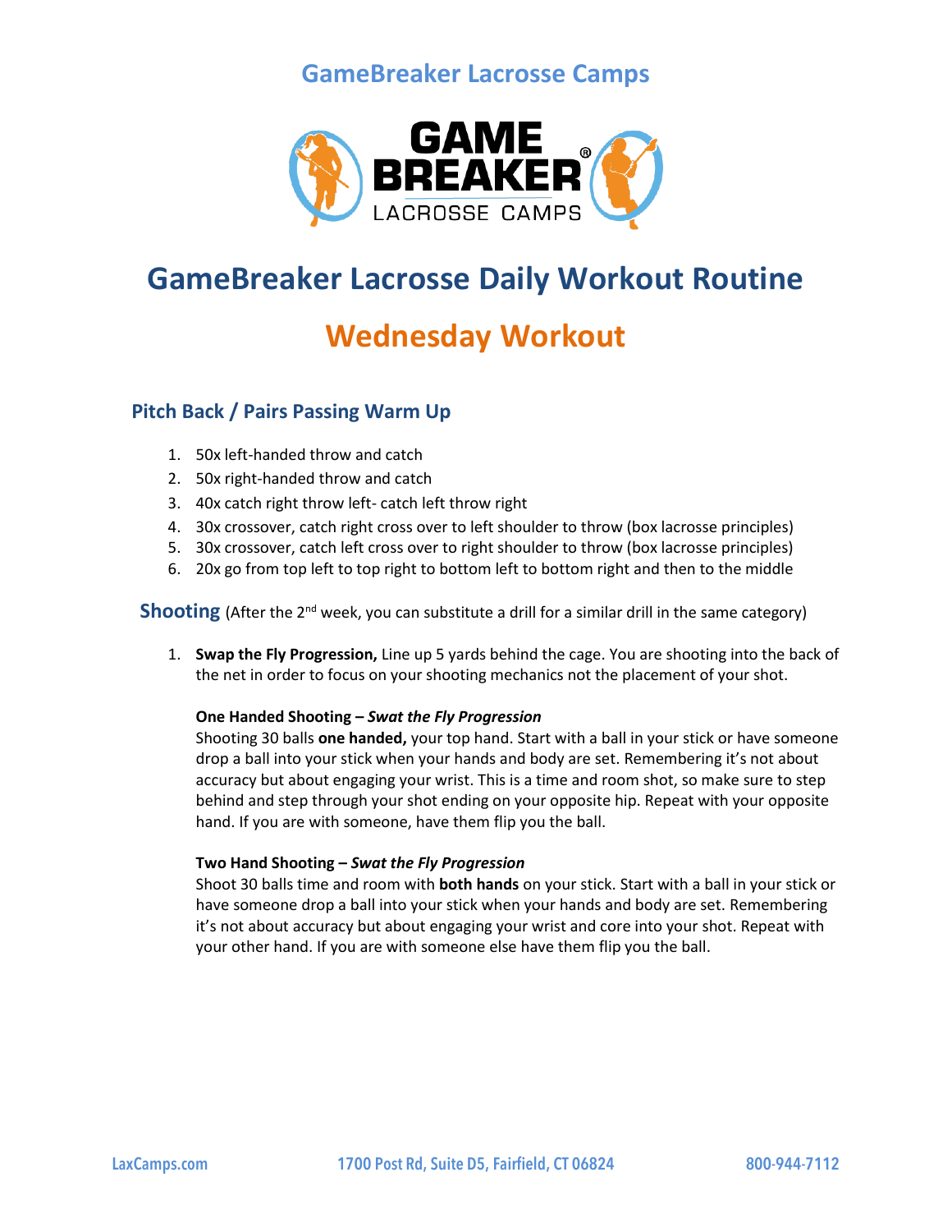# GameBreaker Lacrosse Camps

# GameBreaker Lacrosse Daily Workout Routine

## Wednesday Workout

### Pitch Back / Pairs Passing Warm Up

1. 50x left-handed throw and catch
2. 50x right-handed throw and catch
3. 40x catch right throw left- catch left throw right
4. 30x crossover, catch right cross over to left shoulder to throw (box lacrosse principles)
5. 30x crossover, catch left cross over to right shoulder to throw (box lacrosse principles)
6. 20x go from top left to top right to bottom left to bottom right and then to the middle

### Shooting (After the 2nd week, you can substitute a drill for a similar drill in the same category)

1. **Swap the Fly Progression,** Line up 5 yards behind the cage. You are shooting into the back of the net in order to focus on your shooting mechanics not the placement of your shot.

   **One Handed Shooting –** ***Swat the Fly Progression***
   Shooting 30 balls **one handed,** your top hand. Start with a ball in your stick or have someone drop a ball into your stick when your hands and body are set. Remembering it's not about accuracy but about engaging your wrist. This is a time and room shot, so make sure to step behind and step through your shot ending on your opposite hip. Repeat with your opposite hand. If you are with someone, have them flip you the ball.

   **Two Hand Shooting –** ***Swat the Fly Progression***
   Shoot 30 balls time and room with **both hands** on your stick. Start with a ball in your stick or have someone drop a ball into your stick when your hands and body are set. Remembering it's not about accuracy but about engaging your wrist and core into your shot. Repeat with your other hand. If you are with someone else have them flip you the ball.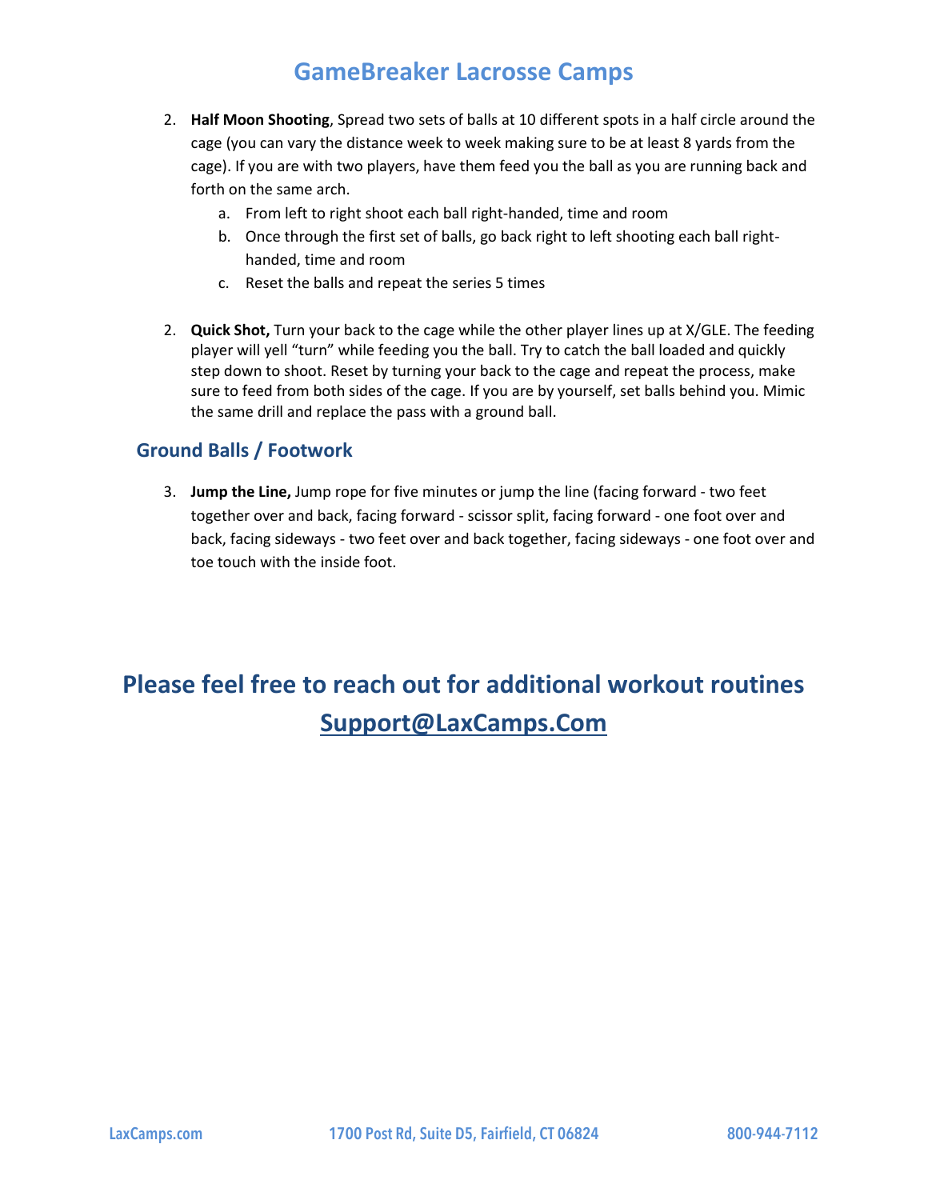# GameBreaker Lacrosse Camps

2. **Half Moon Shooting**, Spread two sets of balls at 10 different spots in a half circle around the cage (you can vary the distance week to week making sure to be at least 8 yards from the cage). If you are with two players, have them feed you the ball as you are running back and forth on the same arch.
   a. From left to right shoot each ball right-handed, time and room
   b. Once through the first set of balls, go back right to left shooting each ball right-handed, time and room
   c. Reset the balls and repeat the series 5 times

2. **Quick Shot,** Turn your back to the cage while the other player lines up at X/GLE. The feeding player will yell "turn" while feeding you the ball. Try to catch the ball loaded and quickly step down to shoot. Reset by turning your back to the cage and repeat the process, make sure to feed from both sides of the cage. If you are by yourself, set balls behind you. Mimic the same drill and replace the pass with a ground ball.

## Ground Balls / Footwork

3. **Jump the Line,** Jump rope for five minutes or jump the line (facing forward - two feet together over and back, facing forward - scissor split, facing forward - one foot over and back, facing sideways - two feet over and back together, facing sideways - one foot over and toe touch with the inside foot.

## Please feel free to reach out for additional workout routines

## Support@LaxCamps.Com

LaxCamps.com 1700 Post Rd, Suite D5, Fairfield, CT 06824 800-944-7112